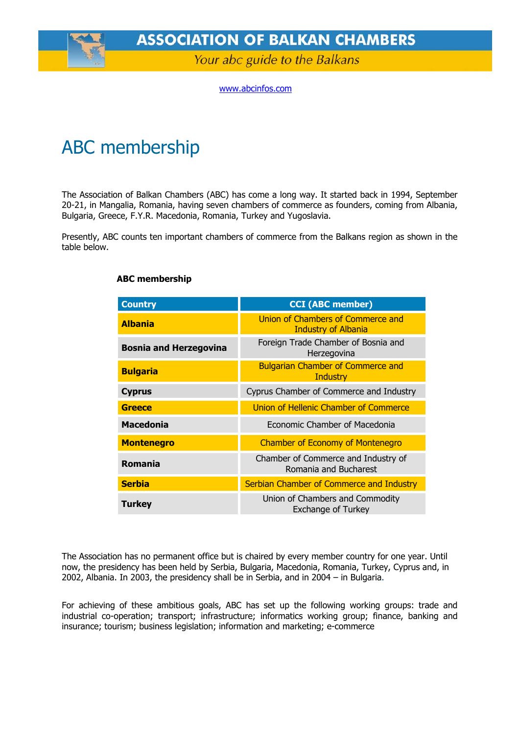# ASSOCIATION OF BALKAN CHAMBERS

*Your abc guide to the Balkans*

www.abcinfos.com

# ABC membership

The Association of Balkan Chambers (ABC) has come a long way. It started back in 1994, September 20-21, in Mangalia, Romania, having seven chambers of commerce as founders, coming from Albania, Bulgaria, Greece, F.Y.R. Macedonia, Romania, Turkey and Yugoslavia.

Presently, ABC counts ten important chambers of commerce from the Balkans region as shown in the table below.

**ABC membership**

| Country | CCI (ABC member) |
|---|---|
| **Albania** | Union of Chambers of Commerce and Industry of Albania |
| **Bosnia and Herzegovina** | Foreign Trade Chamber of Bosnia and Herzegovina |
| **Bulgaria** | Bulgarian Chamber of Commerce and Industry |
| **Cyprus** | Cyprus Chamber of Commerce and Industry |
| **Greece** | Union of Hellenic Chamber of Commerce |
| **Macedonia** | Economic Chamber of Macedonia |
| **Montenegro** | Chamber of Economy of Montenegro |
| **Romania** | Chamber of Commerce and Industry of Romania and Bucharest |
| **Serbia** | Serbian Chamber of Commerce and Industry |
| **Turkey** | Union of Chambers and Commodity Exchange of Turkey |

The Association has no permanent office but is chaired by every member country for one year. Until now, the presidency has been held by Serbia, Bulgaria, Macedonia, Romania, Turkey, Cyprus and, in 2002, Albania. In 2003, the presidency shall be in Serbia, and in 2004 – in Bulgaria.

For achieving of these ambitious goals, ABC has set up the following working groups: trade and industrial co-operation; transport; infrastructure; informatics working group; finance, banking and insurance; tourism; business legislation; information and marketing; e-commerce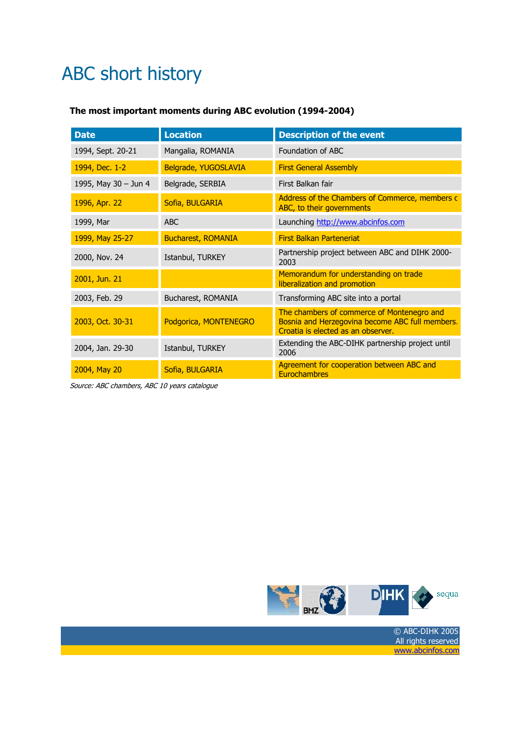# ABC short history

**The most important moments during ABC evolution (1994-2004)**

| Date | Location | Description of the event |
|---|---|---|
| 1994, Sept. 20-21 | Mangalia, ROMANIA | Foundation of ABC |
| 1994, Dec. 1-2 | Belgrade, YUGOSLAVIA | First General Assembly |
| 1995, May 30 – Jun 4 | Belgrade, SERBIA | First Balkan fair |
| 1996, Apr. 22 | Sofia, BULGARIA | Address of the Chambers of Commerce, members c ABC, to their governments |
| 1999, Mar | ABC | Launching http://www.abcinfos.com |
| 1999, May 25-27 | Bucharest, ROMANIA | First Balkan Parteneriat |
| 2000, Nov. 24 | Istanbul, TURKEY | Partnership project between ABC and DIHK 2000-2003 |
| 2001, Jun. 21 | | Memorandum for understanding on trade liberalization and promotion |
| 2003, Feb. 29 | Bucharest, ROMANIA | Transforming ABC site into a portal |
| 2003, Oct. 30-31 | Podgorica, MONTENEGRO | The chambers of commerce of Montenegro and Bosnia and Herzegovina become ABC full members. Croatia is elected as an observer. |
| 2004, Jan. 29-30 | Istanbul, TURKEY | Extending the ABC-DIHK partnership project until 2006 |
| 2004, May 20 | Sofia, BULGARIA | Agreement for cooperation between ABC and Eurochambres |

*Source: ABC chambers, ABC 10 years catalogue*

© ABC-DIHK 2005
All rights reserved
www.abcinfos.com